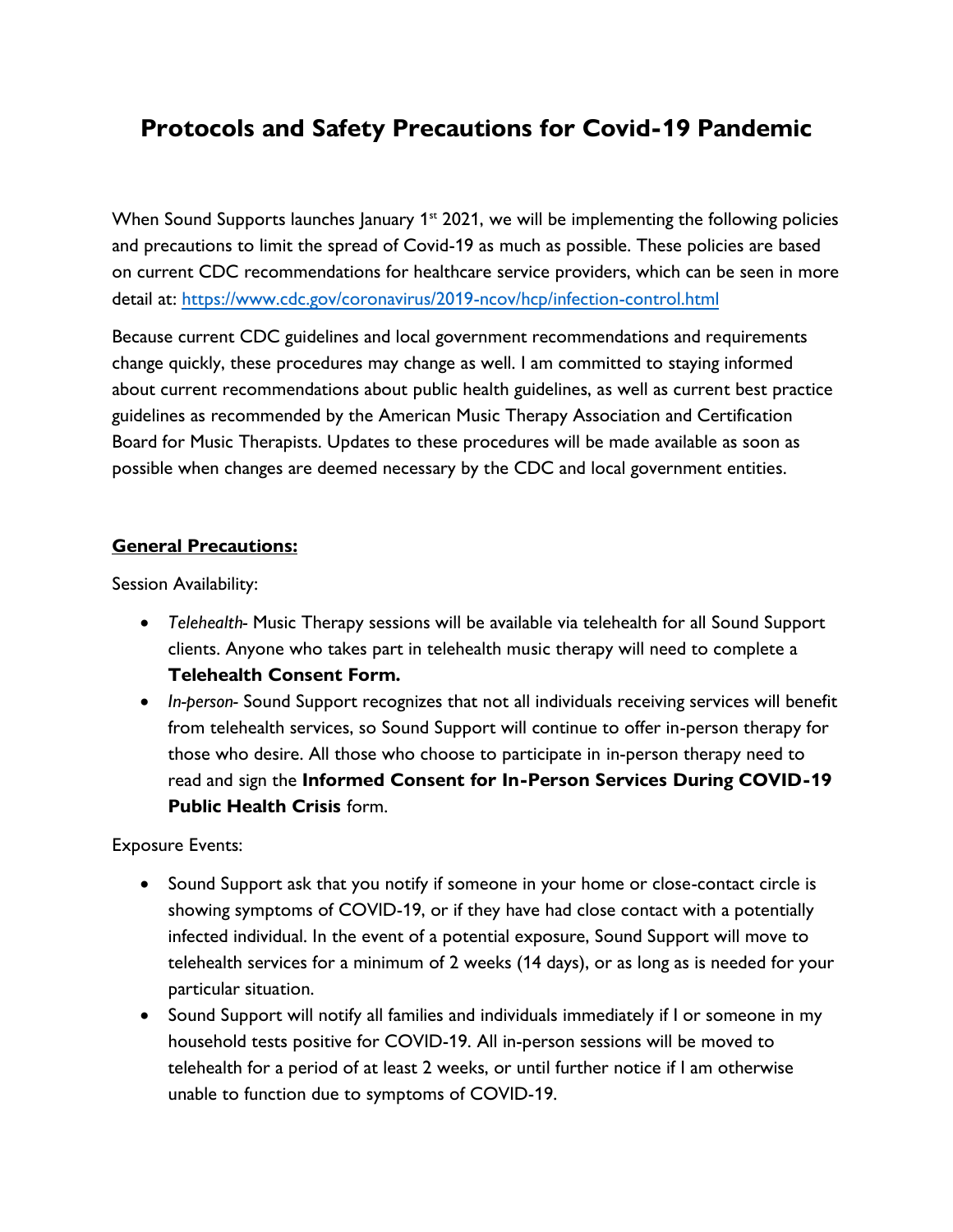# Protocols and Safety Precautions for Covid-19 Pandemic

When Sound Supports launches January 1st 2021, we will be implementing the following policies and precautions to limit the spread of Covid-19 as much as possible. These policies are based on current CDC recommendations for healthcare service providers, which can be seen in more detail at: https://www.cdc.gov/coronavirus/2019-ncov/hcp/infection-control.html

Because current CDC guidelines and local government recommendations and requirements change quickly, these procedures may change as well. I am committed to staying informed about current recommendations about public health guidelines, as well as current best practice guidelines as recommended by the American Music Therapy Association and Certification Board for Music Therapists. Updates to these procedures will be made available as soon as possible when changes are deemed necessary by the CDC and local government entities.

## General Precautions:

Session Availability:

- *Telehealth*- Music Therapy sessions will be available via telehealth for all Sound Support clients. Anyone who takes part in telehealth music therapy will need to complete a **Telehealth Consent Form.**
- *In-person*- Sound Support recognizes that not all individuals receiving services will benefit from telehealth services, so Sound Support will continue to offer in-person therapy for those who desire. All those who choose to participate in in-person therapy need to read and sign the **Informed Consent for In-Person Services During COVID-19 Public Health Crisis** form.

Exposure Events:

- Sound Support ask that you notify if someone in your home or close-contact circle is showing symptoms of COVID-19, or if they have had close contact with a potentially infected individual. In the event of a potential exposure, Sound Support will move to telehealth services for a minimum of 2 weeks (14 days), or as long as is needed for your particular situation.
- Sound Support will notify all families and individuals immediately if I or someone in my household tests positive for COVID-19. All in-person sessions will be moved to telehealth for a period of at least 2 weeks, or until further notice if I am otherwise unable to function due to symptoms of COVID-19.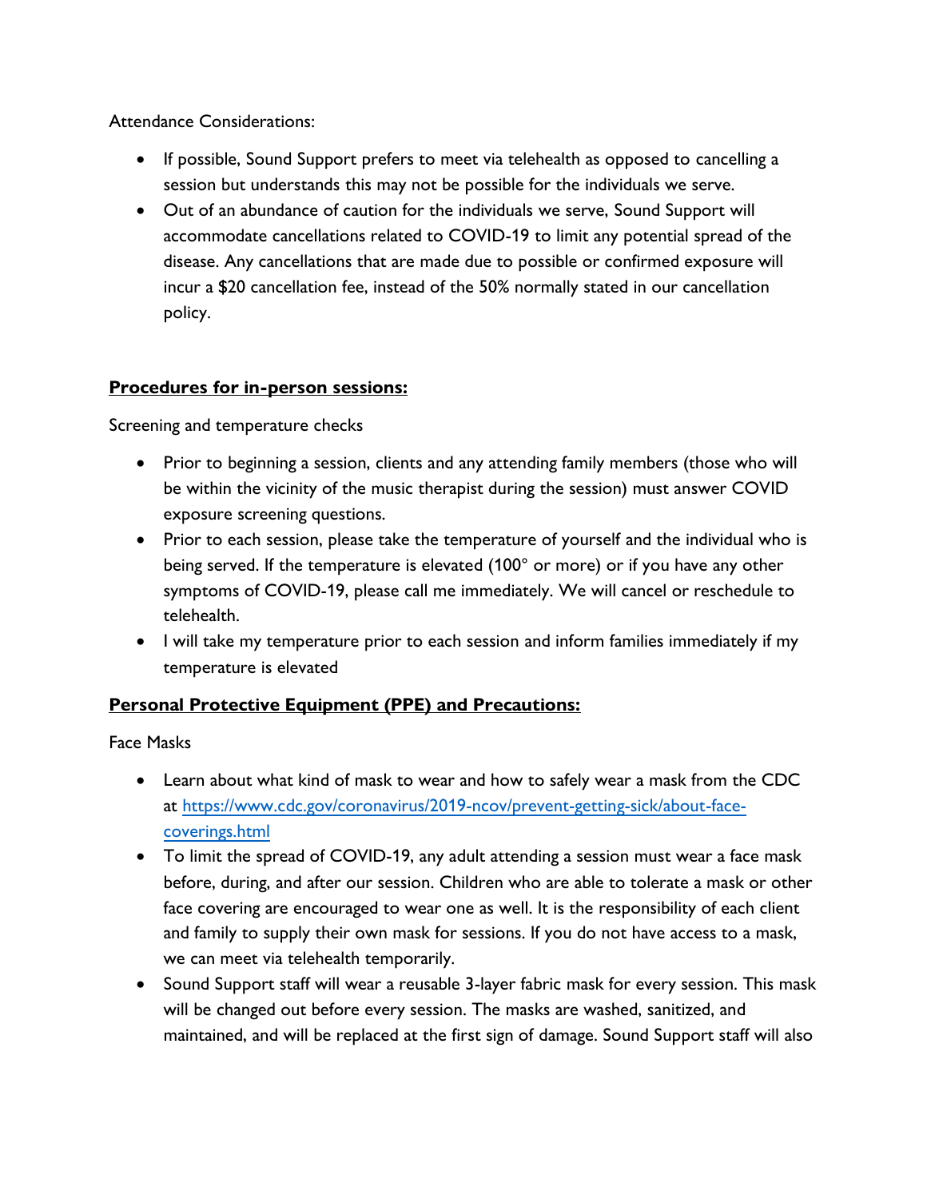Attendance Considerations:

- If possible, Sound Support prefers to meet via telehealth as opposed to cancelling a session but understands this may not be possible for the individuals we serve.
- Out of an abundance of caution for the individuals we serve, Sound Support will accommodate cancellations related to COVID-19 to limit any potential spread of the disease. Any cancellations that are made due to possible or confirmed exposure will incur a $20 cancellation fee, instead of the 50% normally stated in our cancellation policy.

**Procedures for in-person sessions:**

Screening and temperature checks

- Prior to beginning a session, clients and any attending family members (those who will be within the vicinity of the music therapist during the session) must answer COVID exposure screening questions.
- Prior to each session, please take the temperature of yourself and the individual who is being served. If the temperature is elevated (100° or more) or if you have any other symptoms of COVID-19, please call me immediately. We will cancel or reschedule to telehealth.
- I will take my temperature prior to each session and inform families immediately if my temperature is elevated

**Personal Protective Equipment (PPE) and Precautions:**

Face Masks

- Learn about what kind of mask to wear and how to safely wear a mask from the CDC at [https://www.cdc.gov/coronavirus/2019-ncov/prevent-getting-sick/about-face-coverings.html](https://www.cdc.gov/coronavirus/2019-ncov/prevent-getting-sick/about-face-coverings.html)
- To limit the spread of COVID-19, any adult attending a session must wear a face mask before, during, and after our session. Children who are able to tolerate a mask or other face covering are encouraged to wear one as well. It is the responsibility of each client and family to supply their own mask for sessions. If you do not have access to a mask, we can meet via telehealth temporarily.
- Sound Support staff will wear a reusable 3-layer fabric mask for every session. This mask will be changed out before every session. The masks are washed, sanitized, and maintained, and will be replaced at the first sign of damage. Sound Support staff will also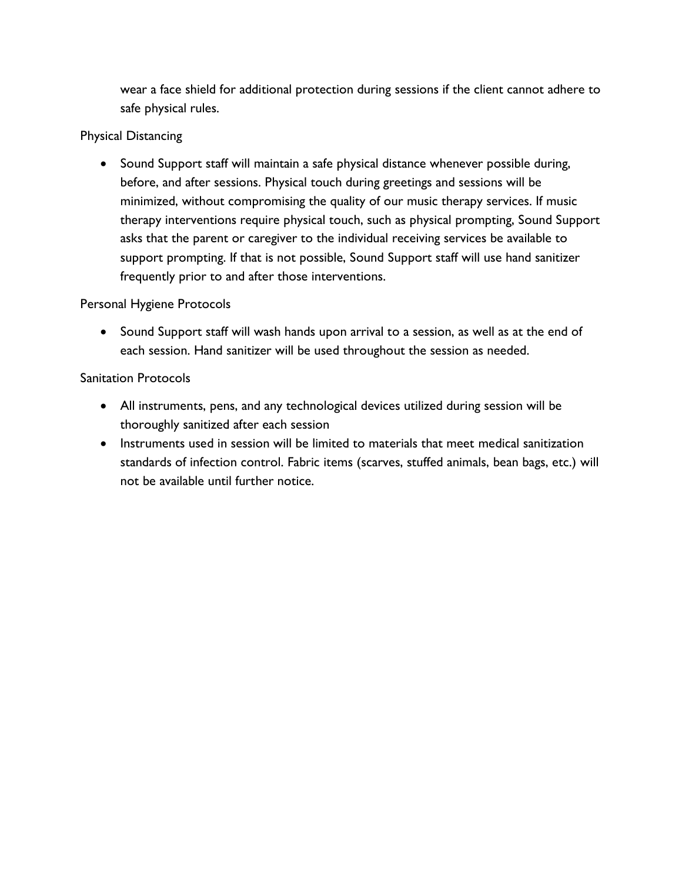wear a face shield for additional protection during sessions if the client cannot adhere to safe physical rules.

Physical Distancing

- Sound Support staff will maintain a safe physical distance whenever possible during, before, and after sessions. Physical touch during greetings and sessions will be minimized, without compromising the quality of our music therapy services. If music therapy interventions require physical touch, such as physical prompting, Sound Support asks that the parent or caregiver to the individual receiving services be available to support prompting. If that is not possible, Sound Support staff will use hand sanitizer frequently prior to and after those interventions.

Personal Hygiene Protocols

- Sound Support staff will wash hands upon arrival to a session, as well as at the end of each session. Hand sanitizer will be used throughout the session as needed.

Sanitation Protocols

- All instruments, pens, and any technological devices utilized during session will be thoroughly sanitized after each session
- Instruments used in session will be limited to materials that meet medical sanitization standards of infection control. Fabric items (scarves, stuffed animals, bean bags, etc.) will not be available until further notice.